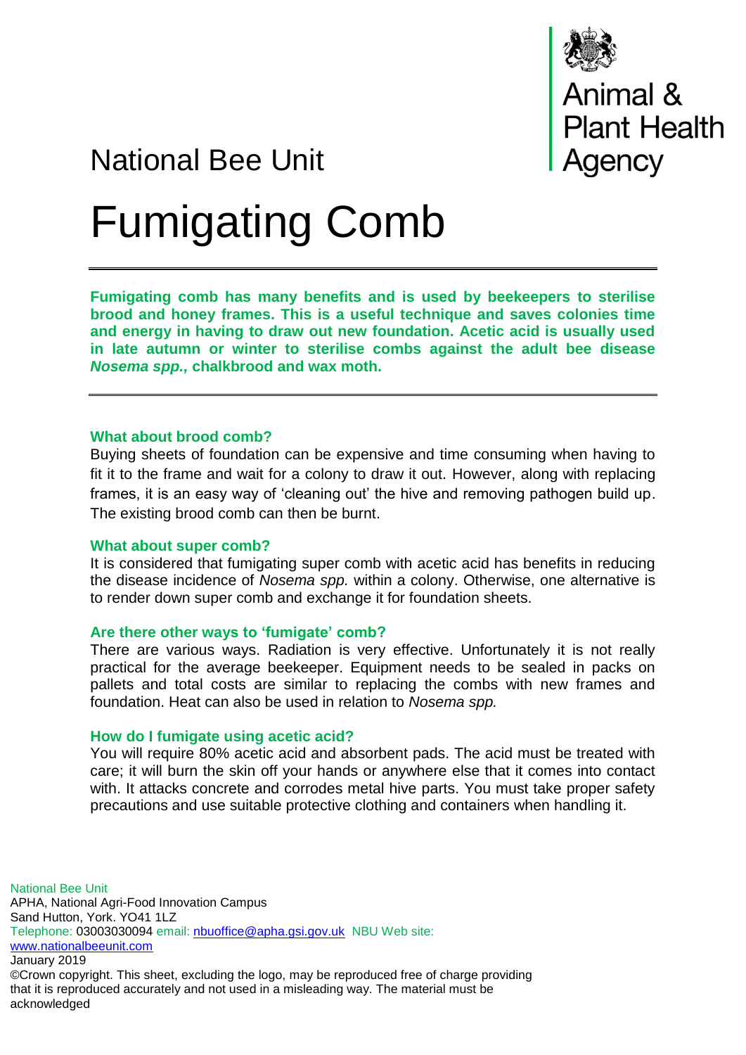National Bee Unit

Animal & Plant Health Agency

# Fumigating Comb

**Fumigating comb has many benefits and is used by beekeepers to sterilise brood and honey frames. This is a useful technique and saves colonies time and energy in having to draw out new foundation. Acetic acid is usually used in late autumn or winter to sterilise combs against the adult bee disease *Nosema spp.,* chalkbrood and wax moth.**

### What about brood comb?

Buying sheets of foundation can be expensive and time consuming when having to fit it to the frame and wait for a colony to draw it out. However, along with replacing frames, it is an easy way of 'cleaning out' the hive and removing pathogen build up. The existing brood comb can then be burnt.

### What about super comb?

It is considered that fumigating super comb with acetic acid has benefits in reducing the disease incidence of *Nosema spp.* within a colony. Otherwise, one alternative is to render down super comb and exchange it for foundation sheets.

### Are there other ways to 'fumigate' comb?

There are various ways. Radiation is very effective. Unfortunately it is not really practical for the average beekeeper. Equipment needs to be sealed in packs on pallets and total costs are similar to replacing the combs with new frames and foundation. Heat can also be used in relation to *Nosema spp.*

### How do I fumigate using acetic acid?

You will require 80% acetic acid and absorbent pads. The acid must be treated with care; it will burn the skin off your hands or anywhere else that it comes into contact with. It attacks concrete and corrodes metal hive parts. You must take proper safety precautions and use suitable protective clothing and containers when handling it.

National Bee Unit
APHA, National Agri-Food Innovation Campus
Sand Hutton, York. YO41 1LZ
Telephone: 03003030094 email: nbuoffice@apha.gsi.gov.uk NBU Web site: www.nationalbeeunit.com
January 2019
©Crown copyright. This sheet, excluding the logo, may be reproduced free of charge providing that it is reproduced accurately and not used in a misleading way. The material must be acknowledged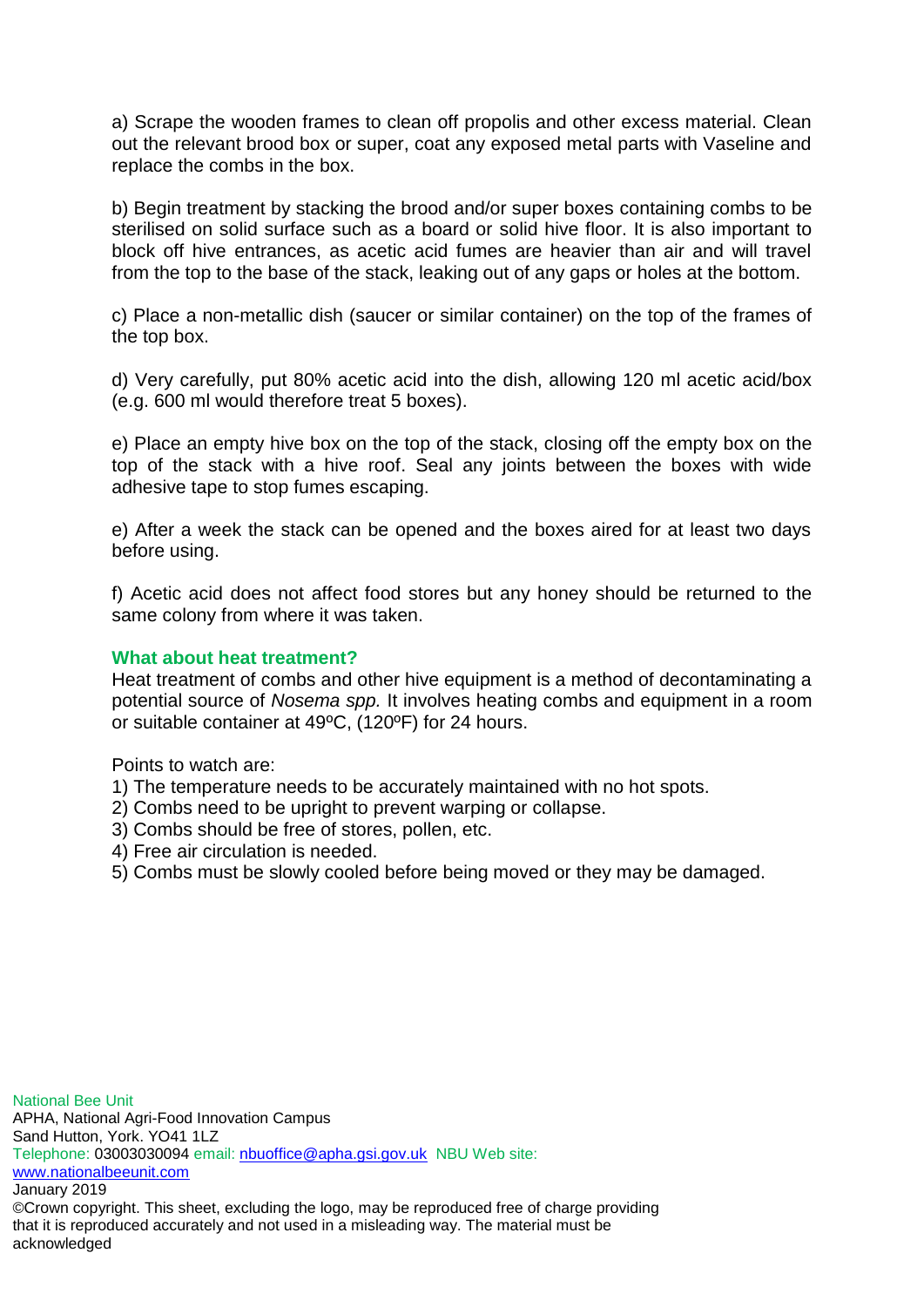a) Scrape the wooden frames to clean off propolis and other excess material. Clean out the relevant brood box or super, coat any exposed metal parts with Vaseline and replace the combs in the box.

b) Begin treatment by stacking the brood and/or super boxes containing combs to be sterilised on solid surface such as a board or solid hive floor. It is also important to block off hive entrances, as acetic acid fumes are heavier than air and will travel from the top to the base of the stack, leaking out of any gaps or holes at the bottom.

c) Place a non-metallic dish (saucer or similar container) on the top of the frames of the top box.

d) Very carefully, put 80% acetic acid into the dish, allowing 120 ml acetic acid/box (e.g. 600 ml would therefore treat 5 boxes).

e) Place an empty hive box on the top of the stack, closing off the empty box on the top of the stack with a hive roof. Seal any joints between the boxes with wide adhesive tape to stop fumes escaping.

e) After a week the stack can be opened and the boxes aired for at least two days before using.

f) Acetic acid does not affect food stores but any honey should be returned to the same colony from where it was taken.

**What about heat treatment?**

Heat treatment of combs and other hive equipment is a method of decontaminating a potential source of *Nosema spp.* It involves heating combs and equipment in a room or suitable container at 49ºC, (120ºF) for 24 hours.

Points to watch are:

1) The temperature needs to be accurately maintained with no hot spots.
2) Combs need to be upright to prevent warping or collapse.
3) Combs should be free of stores, pollen, etc.
4) Free air circulation is needed.
5) Combs must be slowly cooled before being moved or they may be damaged.

National Bee Unit
APHA, National Agri-Food Innovation Campus
Sand Hutton, York. YO41 1LZ
Telephone: 03003030094 email: nbuoffice@apha.gsi.gov.uk NBU Web site: www.nationalbeeunit.com
January 2019
©Crown copyright. This sheet, excluding the logo, may be reproduced free of charge providing that it is reproduced accurately and not used in a misleading way. The material must be acknowledged